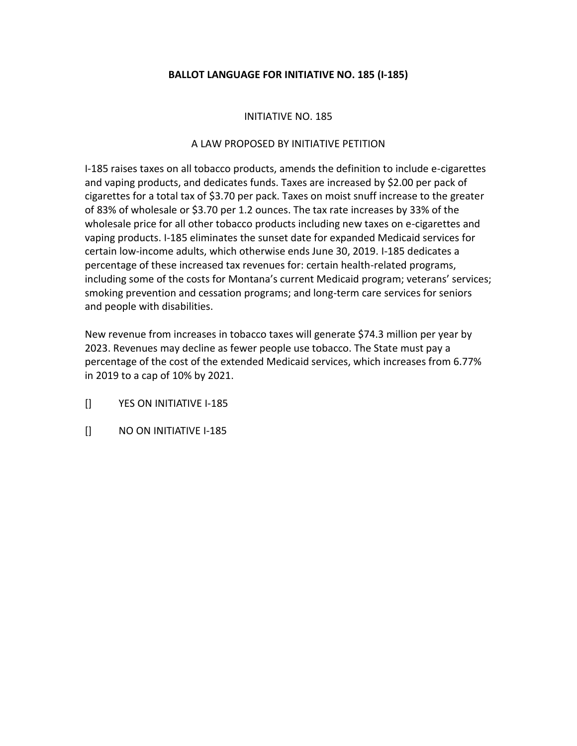# BALLOT LANGUAGE FOR INITIATIVE NO. 185 (I-185)

INITIATIVE NO. 185

A LAW PROPOSED BY INITIATIVE PETITION

I-185 raises taxes on all tobacco products, amends the definition to include e-cigarettes and vaping products, and dedicates funds. Taxes are increased by $2.00 per pack of cigarettes for a total tax of $3.70 per pack. Taxes on moist snuff increase to the greater of 83% of wholesale or $3.70 per 1.2 ounces. The tax rate increases by 33% of the wholesale price for all other tobacco products including new taxes on e-cigarettes and vaping products. I-185 eliminates the sunset date for expanded Medicaid services for certain low-income adults, which otherwise ends June 30, 2019. I-185 dedicates a percentage of these increased tax revenues for: certain health-related programs, including some of the costs for Montana's current Medicaid program; veterans' services; smoking prevention and cessation programs; and long-term care services for seniors and people with disabilities.

New revenue from increases in tobacco taxes will generate $74.3 million per year by 2023. Revenues may decline as fewer people use tobacco. The State must pay a percentage of the cost of the extended Medicaid services, which increases from 6.77% in 2019 to a cap of 10% by 2021.

[] YES ON INITIATIVE I-185

[] NO ON INITIATIVE I-185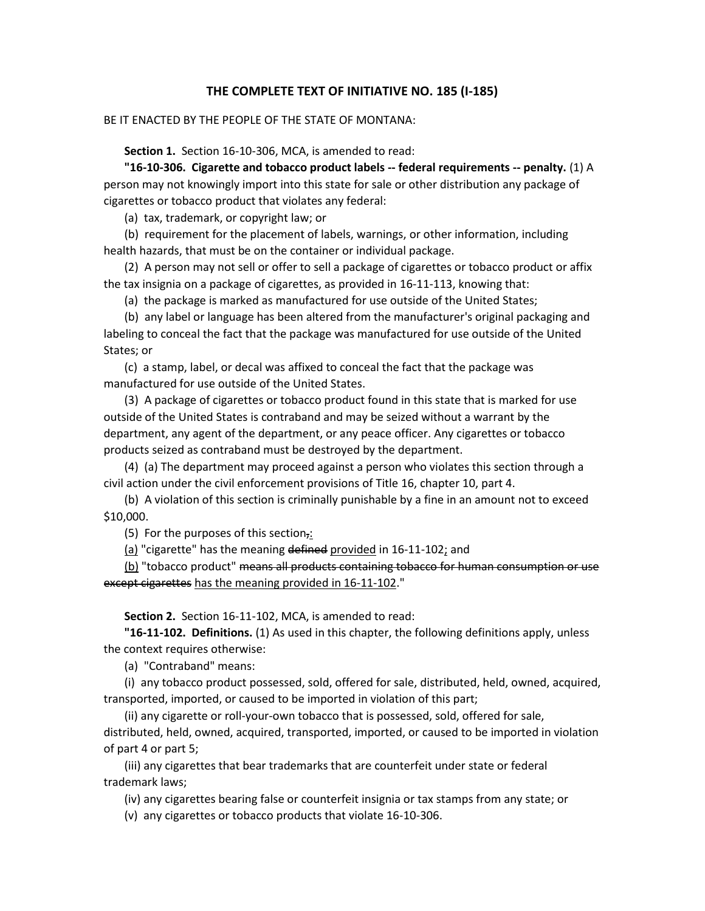## THE COMPLETE TEXT OF INITIATIVE NO. 185 (I-185)

BE IT ENACTED BY THE PEOPLE OF THE STATE OF MONTANA:

**Section 1.** Section 16-10-306, MCA, is amended to read:

**"16-10-306. Cigarette and tobacco product labels -- federal requirements -- penalty.** (1) A person may not knowingly import into this state for sale or other distribution any package of cigarettes or tobacco product that violates any federal:

(a) tax, trademark, or copyright law; or

(b) requirement for the placement of labels, warnings, or other information, including health hazards, that must be on the container or individual package.

(2) A person may not sell or offer to sell a package of cigarettes or tobacco product or affix the tax insignia on a package of cigarettes, as provided in 16-11-113, knowing that:

(a) the package is marked as manufactured for use outside of the United States;

(b) any label or language has been altered from the manufacturer's original packaging and labeling to conceal the fact that the package was manufactured for use outside of the United States; or

(c) a stamp, label, or decal was affixed to conceal the fact that the package was manufactured for use outside of the United States.

(3) A package of cigarettes or tobacco product found in this state that is marked for use outside of the United States is contraband and may be seized without a warrant by the department, any agent of the department, or any peace officer. Any cigarettes or tobacco products seized as contraband must be destroyed by the department.

(4) (a) The department may proceed against a person who violates this section through a civil action under the civil enforcement provisions of Title 16, chapter 10, part 4.

(b) A violation of this section is criminally punishable by a fine in an amount not to exceed $10,000.

(5) For the purposes of this section~~,~~<u>:</u>

<u>(a)</u> "cigarette" has the meaning ~~defined~~ <u>provided</u> in 16-11-102<u>;</u> and

<u>(b)</u> "tobacco product" ~~means all products containing tobacco for human consumption or use except cigarettes~~ <u>has the meaning provided in 16-11-102</u>."

**Section 2.** Section 16-11-102, MCA, is amended to read:

**"16-11-102. Definitions.** (1) As used in this chapter, the following definitions apply, unless the context requires otherwise:

(a) "Contraband" means:

(i) any tobacco product possessed, sold, offered for sale, distributed, held, owned, acquired, transported, imported, or caused to be imported in violation of this part;

(ii) any cigarette or roll-your-own tobacco that is possessed, sold, offered for sale, distributed, held, owned, acquired, transported, imported, or caused to be imported in violation of part 4 or part 5;

(iii) any cigarettes that bear trademarks that are counterfeit under state or federal trademark laws;

(iv) any cigarettes bearing false or counterfeit insignia or tax stamps from any state; or

(v) any cigarettes or tobacco products that violate 16-10-306.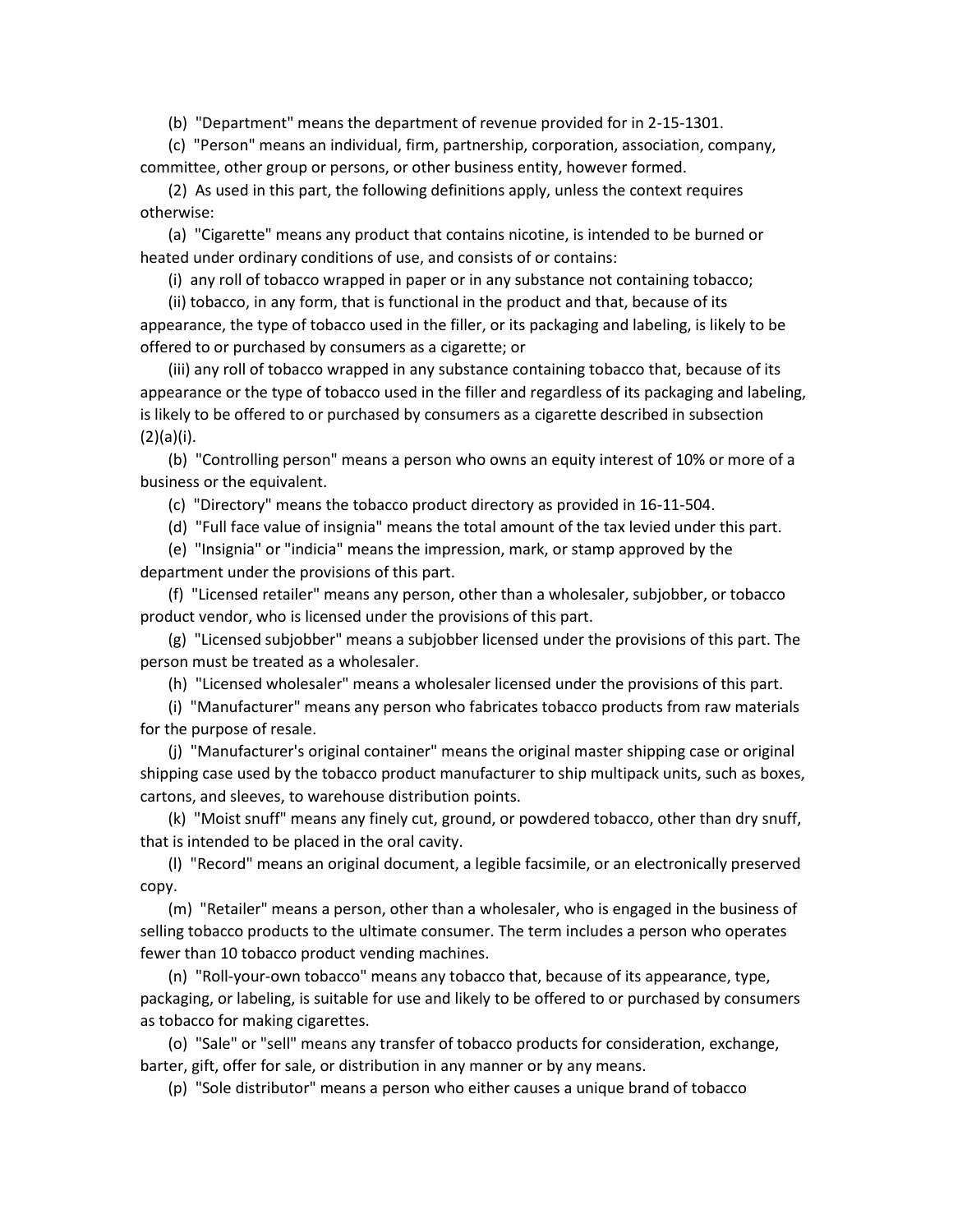(b) "Department" means the department of revenue provided for in 2-15-1301.

(c) "Person" means an individual, firm, partnership, corporation, association, company, committee, other group or persons, or other business entity, however formed.

(2) As used in this part, the following definitions apply, unless the context requires otherwise:

(a) "Cigarette" means any product that contains nicotine, is intended to be burned or heated under ordinary conditions of use, and consists of or contains:

(i) any roll of tobacco wrapped in paper or in any substance not containing tobacco;

(ii) tobacco, in any form, that is functional in the product and that, because of its appearance, the type of tobacco used in the filler, or its packaging and labeling, is likely to be offered to or purchased by consumers as a cigarette; or

(iii) any roll of tobacco wrapped in any substance containing tobacco that, because of its appearance or the type of tobacco used in the filler and regardless of its packaging and labeling, is likely to be offered to or purchased by consumers as a cigarette described in subsection (2)(a)(i).

(b) "Controlling person" means a person who owns an equity interest of 10% or more of a business or the equivalent.

(c) "Directory" means the tobacco product directory as provided in 16-11-504.

(d) "Full face value of insignia" means the total amount of the tax levied under this part.

(e) "Insignia" or "indicia" means the impression, mark, or stamp approved by the department under the provisions of this part.

(f) "Licensed retailer" means any person, other than a wholesaler, subjobber, or tobacco product vendor, who is licensed under the provisions of this part.

(g) "Licensed subjobber" means a subjobber licensed under the provisions of this part. The person must be treated as a wholesaler.

(h) "Licensed wholesaler" means a wholesaler licensed under the provisions of this part.

(i) "Manufacturer" means any person who fabricates tobacco products from raw materials for the purpose of resale.

(j) "Manufacturer's original container" means the original master shipping case or original shipping case used by the tobacco product manufacturer to ship multipack units, such as boxes, cartons, and sleeves, to warehouse distribution points.

(k) "Moist snuff" means any finely cut, ground, or powdered tobacco, other than dry snuff, that is intended to be placed in the oral cavity.

(l) "Record" means an original document, a legible facsimile, or an electronically preserved copy.

(m) "Retailer" means a person, other than a wholesaler, who is engaged in the business of selling tobacco products to the ultimate consumer. The term includes a person who operates fewer than 10 tobacco product vending machines.

(n) "Roll-your-own tobacco" means any tobacco that, because of its appearance, type, packaging, or labeling, is suitable for use and likely to be offered to or purchased by consumers as tobacco for making cigarettes.

(o) "Sale" or "sell" means any transfer of tobacco products for consideration, exchange, barter, gift, offer for sale, or distribution in any manner or by any means.

(p) "Sole distributor" means a person who either causes a unique brand of tobacco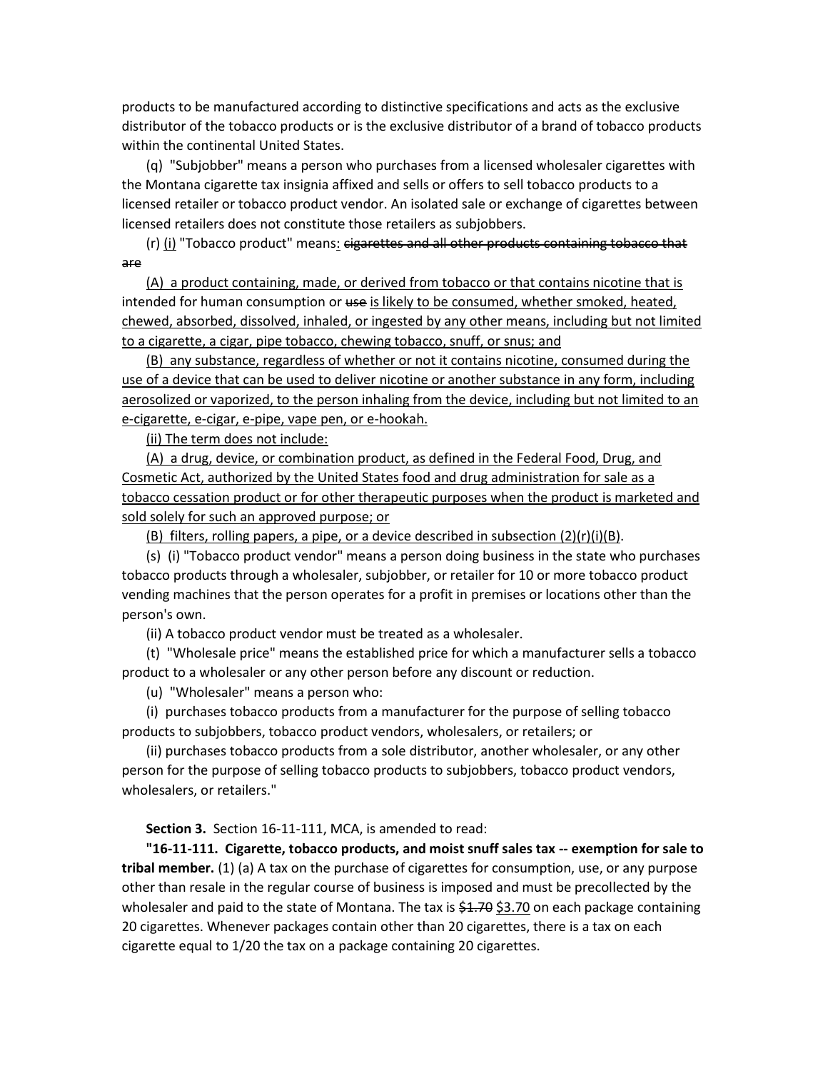products to be manufactured according to distinctive specifications and acts as the exclusive distributor of the tobacco products or is the exclusive distributor of a brand of tobacco products within the continental United States.

(q) "Subjobber" means a person who purchases from a licensed wholesaler cigarettes with the Montana cigarette tax insignia affixed and sells or offers to sell tobacco products to a licensed retailer or tobacco product vendor. An isolated sale or exchange of cigarettes between licensed retailers does not constitute those retailers as subjobbers.

(r) <u>(i)</u> "Tobacco product" means<u>:</u> ~~cigarettes and all other products containing tobacco that are~~

<u>(A) a product containing, made, or derived from tobacco or that contains nicotine that is</u> intended for human consumption or ~~use~~ <u>is likely to be consumed, whether smoked, heated, chewed, absorbed, dissolved, inhaled, or ingested by any other means, including but not limited to a cigarette, a cigar, pipe tobacco, chewing tobacco, snuff, or snus; and</u>

<u>(B) any substance, regardless of whether or not it contains nicotine, consumed during the use of a device that can be used to deliver nicotine or another substance in any form, including aerosolized or vaporized, to the person inhaling from the device, including but not limited to an e-cigarette, e-cigar, e-pipe, vape pen, or e-hookah.</u>

<u>(ii) The term does not include:</u>

<u>(A) a drug, device, or combination product, as defined in the Federal Food, Drug, and Cosmetic Act, authorized by the United States food and drug administration for sale as a tobacco cessation product or for other therapeutic purposes when the product is marketed and sold solely for such an approved purpose; or</u>

<u>(B) filters, rolling papers, a pipe, or a device described in subsection (2)(r)(i)(B).</u>

(s) (i) "Tobacco product vendor" means a person doing business in the state who purchases tobacco products through a wholesaler, subjobber, or retailer for 10 or more tobacco product vending machines that the person operates for a profit in premises or locations other than the person's own.

(ii) A tobacco product vendor must be treated as a wholesaler.

(t) "Wholesale price" means the established price for which a manufacturer sells a tobacco product to a wholesaler or any other person before any discount or reduction.

(u) "Wholesaler" means a person who:

(i) purchases tobacco products from a manufacturer for the purpose of selling tobacco products to subjobbers, tobacco product vendors, wholesalers, or retailers; or

(ii) purchases tobacco products from a sole distributor, another wholesaler, or any other person for the purpose of selling tobacco products to subjobbers, tobacco product vendors, wholesalers, or retailers."

**Section 3.** Section 16-11-111, MCA, is amended to read:

**"16-11-111. Cigarette, tobacco products, and moist snuff sales tax -- exemption for sale to tribal member.** (1) (a) A tax on the purchase of cigarettes for consumption, use, or any purpose other than resale in the regular course of business is imposed and must be precollected by the wholesaler and paid to the state of Montana. The tax is ~~$1.70~~ <u>$3.70</u> on each package containing 20 cigarettes. Whenever packages contain other than 20 cigarettes, there is a tax on each cigarette equal to 1/20 the tax on a package containing 20 cigarettes.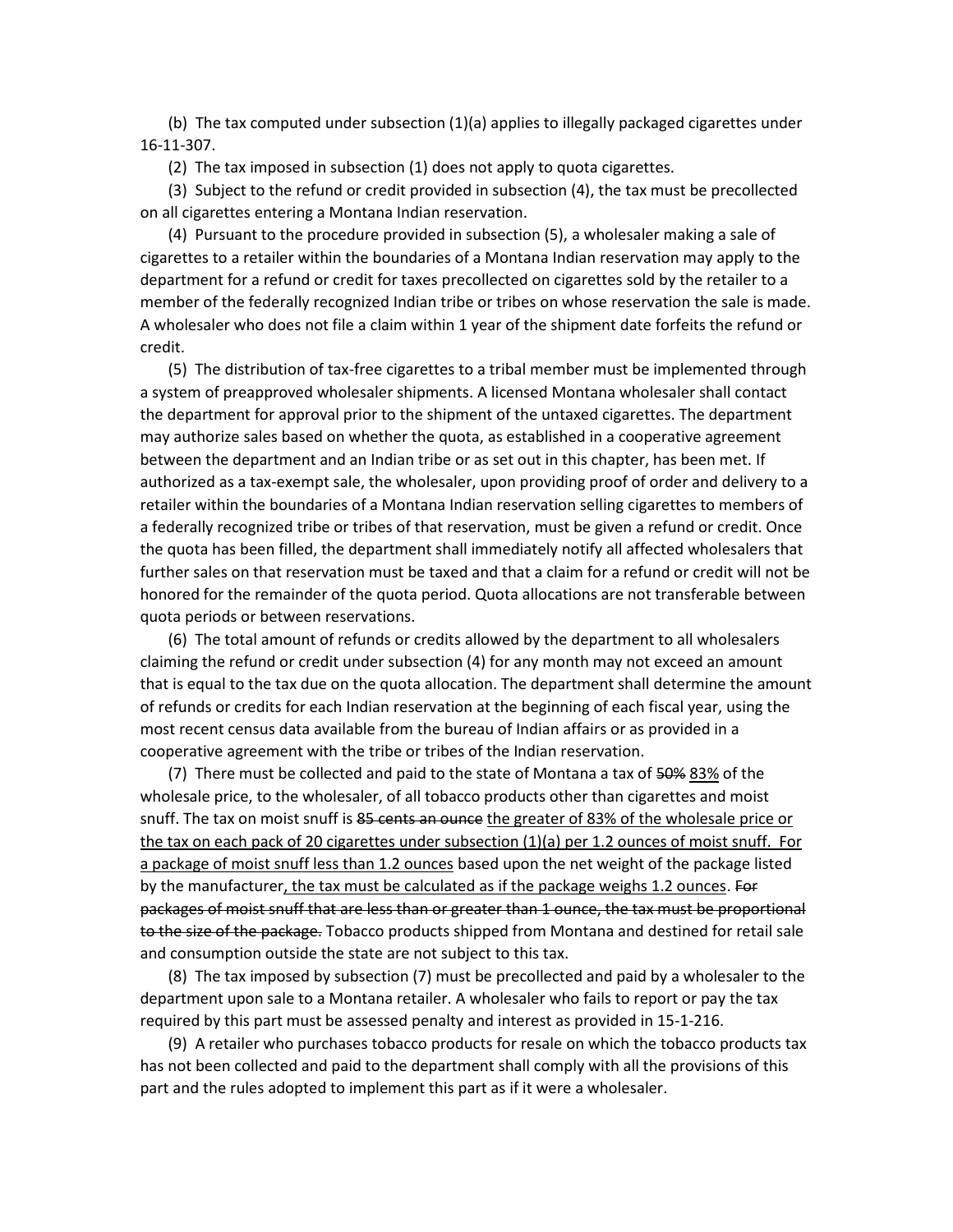(b) The tax computed under subsection (1)(a) applies to illegally packaged cigarettes under 16-11-307.

(2) The tax imposed in subsection (1) does not apply to quota cigarettes.

(3) Subject to the refund or credit provided in subsection (4), the tax must be precollected on all cigarettes entering a Montana Indian reservation.

(4) Pursuant to the procedure provided in subsection (5), a wholesaler making a sale of cigarettes to a retailer within the boundaries of a Montana Indian reservation may apply to the department for a refund or credit for taxes precollected on cigarettes sold by the retailer to a member of the federally recognized Indian tribe or tribes on whose reservation the sale is made. A wholesaler who does not file a claim within 1 year of the shipment date forfeits the refund or credit.

(5) The distribution of tax-free cigarettes to a tribal member must be implemented through a system of preapproved wholesaler shipments. A licensed Montana wholesaler shall contact the department for approval prior to the shipment of the untaxed cigarettes. The department may authorize sales based on whether the quota, as established in a cooperative agreement between the department and an Indian tribe or as set out in this chapter, has been met. If authorized as a tax-exempt sale, the wholesaler, upon providing proof of order and delivery to a retailer within the boundaries of a Montana Indian reservation selling cigarettes to members of a federally recognized tribe or tribes of that reservation, must be given a refund or credit. Once the quota has been filled, the department shall immediately notify all affected wholesalers that further sales on that reservation must be taxed and that a claim for a refund or credit will not be honored for the remainder of the quota period. Quota allocations are not transferable between quota periods or between reservations.

(6) The total amount of refunds or credits allowed by the department to all wholesalers claiming the refund or credit under subsection (4) for any month may not exceed an amount that is equal to the tax due on the quota allocation. The department shall determine the amount of refunds or credits for each Indian reservation at the beginning of each fiscal year, using the most recent census data available from the bureau of Indian affairs or as provided in a cooperative agreement with the tribe or tribes of the Indian reservation.

(7) There must be collected and paid to the state of Montana a tax of ~~50%~~ <u>83%</u> of the wholesale price, to the wholesaler, of all tobacco products other than cigarettes and moist snuff. The tax on moist snuff is ~~85 cents an ounce~~ <u>the greater of 83% of the wholesale price or the tax on each pack of 20 cigarettes under subsection (1)(a) per 1.2 ounces of moist snuff. For a package of moist snuff less than 1.2 ounces</u> based upon the net weight of the package listed by the manufacturer<u>, the tax must be calculated as if the package weighs 1.2 ounces</u>. ~~For packages of moist snuff that are less than or greater than 1 ounce, the tax must be proportional to the size of the package.~~ Tobacco products shipped from Montana and destined for retail sale and consumption outside the state are not subject to this tax.

(8) The tax imposed by subsection (7) must be precollected and paid by a wholesaler to the department upon sale to a Montana retailer. A wholesaler who fails to report or pay the tax required by this part must be assessed penalty and interest as provided in 15-1-216.

(9) A retailer who purchases tobacco products for resale on which the tobacco products tax has not been collected and paid to the department shall comply with all the provisions of this part and the rules adopted to implement this part as if it were a wholesaler.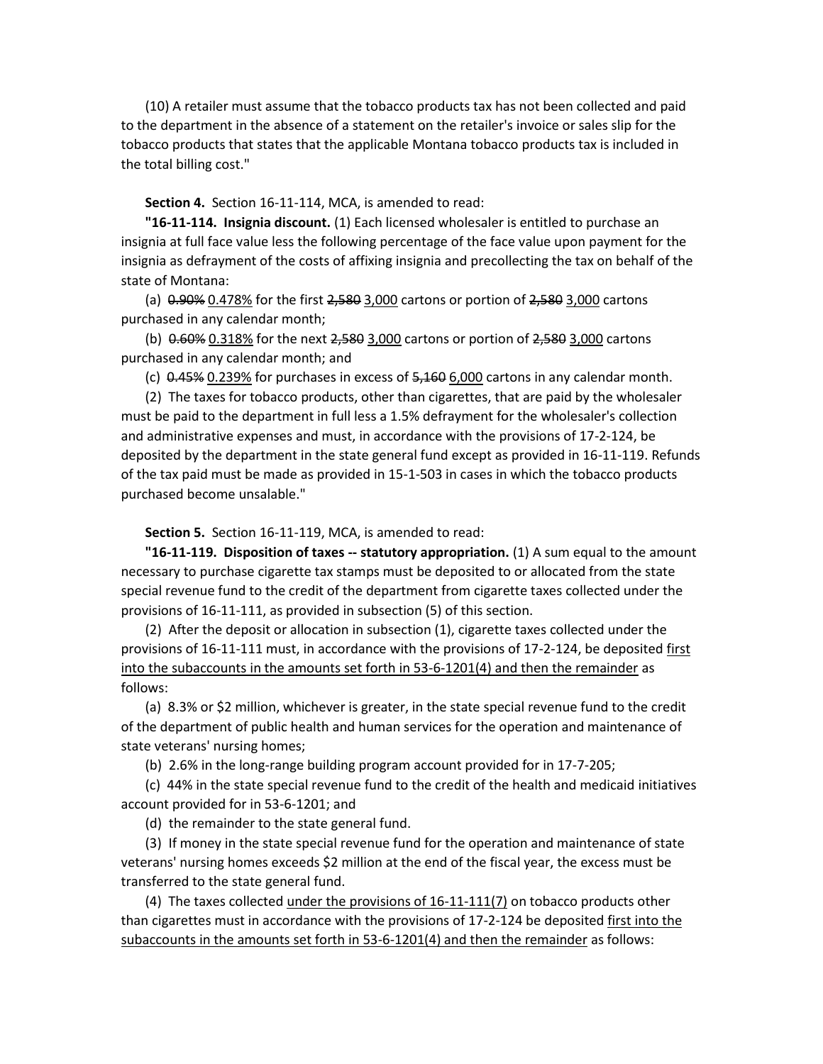(10) A retailer must assume that the tobacco products tax has not been collected and paid to the department in the absence of a statement on the retailer's invoice or sales slip for the tobacco products that states that the applicable Montana tobacco products tax is included in the total billing cost."

**Section 4.** Section 16-11-114, MCA, is amended to read:

**"16-11-114. Insignia discount.** (1) Each licensed wholesaler is entitled to purchase an insignia at full face value less the following percentage of the face value upon payment for the insignia as defrayment of the costs of affixing insignia and precollecting the tax on behalf of the state of Montana:

(a) ~~0.90%~~ <u>0.478%</u> for the first ~~2,580~~ <u>3,000</u> cartons or portion of ~~2,580~~ <u>3,000</u> cartons purchased in any calendar month;

(b) ~~0.60%~~ <u>0.318%</u> for the next ~~2,580~~ <u>3,000</u> cartons or portion of ~~2,580~~ <u>3,000</u> cartons purchased in any calendar month; and

(c) ~~0.45%~~ <u>0.239%</u> for purchases in excess of ~~5,160~~ <u>6,000</u> cartons in any calendar month.

(2) The taxes for tobacco products, other than cigarettes, that are paid by the wholesaler must be paid to the department in full less a 1.5% defrayment for the wholesaler's collection and administrative expenses and must, in accordance with the provisions of 17-2-124, be deposited by the department in the state general fund except as provided in 16-11-119. Refunds of the tax paid must be made as provided in 15-1-503 in cases in which the tobacco products purchased become unsalable."

**Section 5.** Section 16-11-119, MCA, is amended to read:

**"16-11-119. Disposition of taxes -- statutory appropriation.** (1) A sum equal to the amount necessary to purchase cigarette tax stamps must be deposited to or allocated from the state special revenue fund to the credit of the department from cigarette taxes collected under the provisions of 16-11-111, as provided in subsection (5) of this section.

(2) After the deposit or allocation in subsection (1), cigarette taxes collected under the provisions of 16-11-111 must, in accordance with the provisions of 17-2-124, be deposited <u>first into the subaccounts in the amounts set forth in 53-6-1201(4) and then the remainder</u> as follows:

(a) 8.3% or $2 million, whichever is greater, in the state special revenue fund to the credit of the department of public health and human services for the operation and maintenance of state veterans' nursing homes;

(b) 2.6% in the long-range building program account provided for in 17-7-205;

(c) 44% in the state special revenue fund to the credit of the health and medicaid initiatives account provided for in 53-6-1201; and

(d) the remainder to the state general fund.

(3) If money in the state special revenue fund for the operation and maintenance of state veterans' nursing homes exceeds $2 million at the end of the fiscal year, the excess must be transferred to the state general fund.

(4) The taxes collected <u>under the provisions of 16-11-111(7)</u> on tobacco products other than cigarettes must in accordance with the provisions of 17-2-124 be deposited <u>first into the subaccounts in the amounts set forth in 53-6-1201(4) and then the remainder</u> as follows: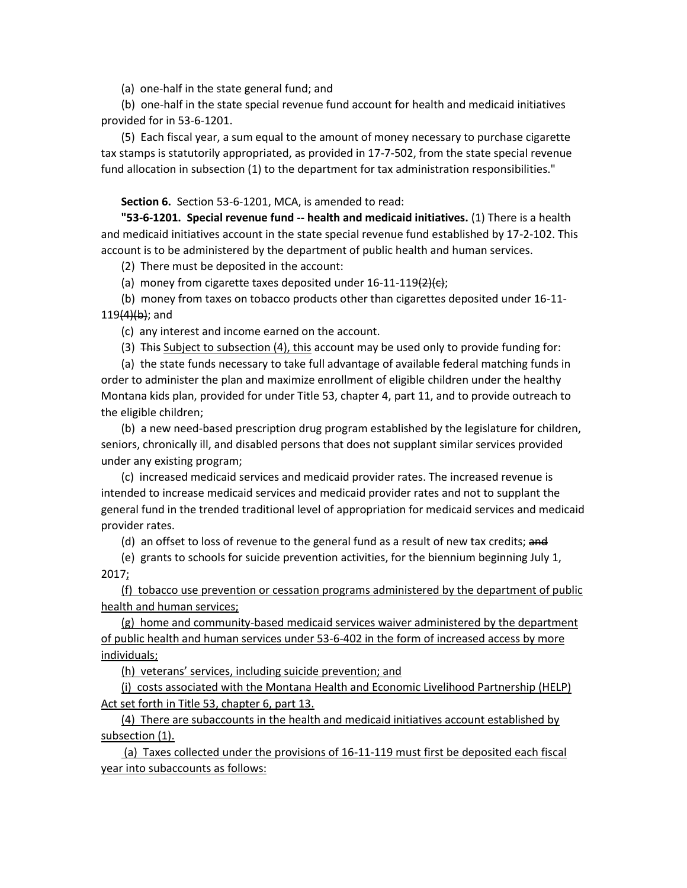(a) one-half in the state general fund; and

(b) one-half in the state special revenue fund account for health and medicaid initiatives provided for in 53-6-1201.

(5) Each fiscal year, a sum equal to the amount of money necessary to purchase cigarette tax stamps is statutorily appropriated, as provided in 17-7-502, from the state special revenue fund allocation in subsection (1) to the department for tax administration responsibilities."

**Section 6.** Section 53-6-1201, MCA, is amended to read:

**"53-6-1201. Special revenue fund -- health and medicaid initiatives.** (1) There is a health and medicaid initiatives account in the state special revenue fund established by 17-2-102. This account is to be administered by the department of public health and human services.

(2) There must be deposited in the account:

(a) money from cigarette taxes deposited under 16-11-119~~(2)(c)~~;

(b) money from taxes on tobacco products other than cigarettes deposited under 16-11-119~~(4)(b)~~; and

(c) any interest and income earned on the account.

(3) ~~This~~ <u>Subject to subsection (4), this</u> account may be used only to provide funding for:

(a) the state funds necessary to take full advantage of available federal matching funds in order to administer the plan and maximize enrollment of eligible children under the healthy Montana kids plan, provided for under Title 53, chapter 4, part 11, and to provide outreach to the eligible children;

(b) a new need-based prescription drug program established by the legislature for children, seniors, chronically ill, and disabled persons that does not supplant similar services provided under any existing program;

(c) increased medicaid services and medicaid provider rates. The increased revenue is intended to increase medicaid services and medicaid provider rates and not to supplant the general fund in the trended traditional level of appropriation for medicaid services and medicaid provider rates.

(d) an offset to loss of revenue to the general fund as a result of new tax credits; ~~and~~

(e) grants to schools for suicide prevention activities, for the biennium beginning July 1, 2017<u>;</u>

<u>(f) tobacco use prevention or cessation programs administered by the department of public health and human services;</u>

<u>(g) home and community-based medicaid services waiver administered by the department of public health and human services under 53-6-402 in the form of increased access by more individuals;</u>

<u>(h) veterans' services, including suicide prevention; and</u>

<u>(i) costs associated with the Montana Health and Economic Livelihood Partnership (HELP) Act set forth in Title 53, chapter 6, part 13.</u>

<u>(4) There are subaccounts in the health and medicaid initiatives account established by subsection (1).</u>

<u>(a) Taxes collected under the provisions of 16-11-119 must first be deposited each fiscal year into subaccounts as follows:</u>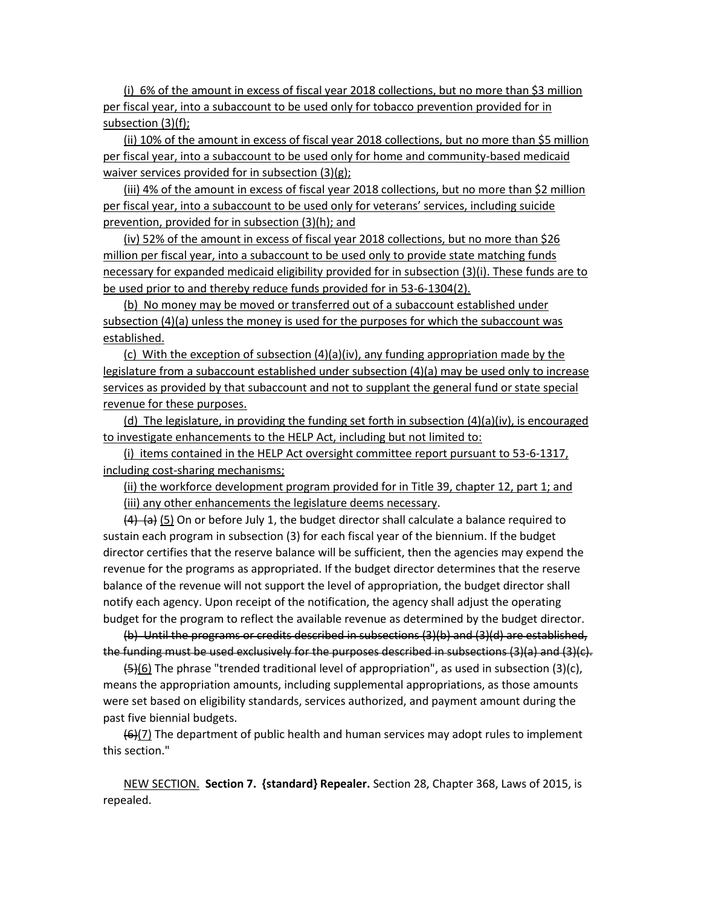(i) 6% of the amount in excess of fiscal year 2018 collections, but no more than $3 million per fiscal year, into a subaccount to be used only for tobacco prevention provided for in subsection (3)(f);

(ii) 10% of the amount in excess of fiscal year 2018 collections, but no more than $5 million per fiscal year, into a subaccount to be used only for home and community-based medicaid waiver services provided for in subsection (3)(g);

(iii) 4% of the amount in excess of fiscal year 2018 collections, but no more than $2 million per fiscal year, into a subaccount to be used only for veterans' services, including suicide prevention, provided for in subsection (3)(h); and

(iv) 52% of the amount in excess of fiscal year 2018 collections, but no more than $26 million per fiscal year, into a subaccount to be used only to provide state matching funds necessary for expanded medicaid eligibility provided for in subsection (3)(i). These funds are to be used prior to and thereby reduce funds provided for in 53-6-1304(2).

(b) No money may be moved or transferred out of a subaccount established under subsection (4)(a) unless the money is used for the purposes for which the subaccount was established.

(c) With the exception of subsection (4)(a)(iv), any funding appropriation made by the legislature from a subaccount established under subsection (4)(a) may be used only to increase services as provided by that subaccount and not to supplant the general fund or state special revenue for these purposes.

(d) The legislature, in providing the funding set forth in subsection (4)(a)(iv), is encouraged to investigate enhancements to the HELP Act, including but not limited to:

(i) items contained in the HELP Act oversight committee report pursuant to 53-6-1317, including cost-sharing mechanisms;

(ii) the workforce development program provided for in Title 39, chapter 12, part 1; and

(iii) any other enhancements the legislature deems necessary.

~~(4) (a)~~ (5) On or before July 1, the budget director shall calculate a balance required to sustain each program in subsection (3) for each fiscal year of the biennium. If the budget director certifies that the reserve balance will be sufficient, then the agencies may expend the revenue for the programs as appropriated. If the budget director determines that the reserve balance of the revenue will not support the level of appropriation, the budget director shall notify each agency. Upon receipt of the notification, the agency shall adjust the operating budget for the program to reflect the available revenue as determined by the budget director.

~~(b) Until the programs or credits described in subsections (3)(b) and (3)(d) are established, the funding must be used exclusively for the purposes described in subsections (3)(a) and (3)(c).~~

~~(5)~~(6) The phrase "trended traditional level of appropriation", as used in subsection (3)(c), means the appropriation amounts, including supplemental appropriations, as those amounts were set based on eligibility standards, services authorized, and payment amount during the past five biennial budgets.

~~(6)~~(7) The department of public health and human services may adopt rules to implement this section."

NEW SECTION. **Section 7. {standard} Repealer.** Section 28, Chapter 368, Laws of 2015, is repealed.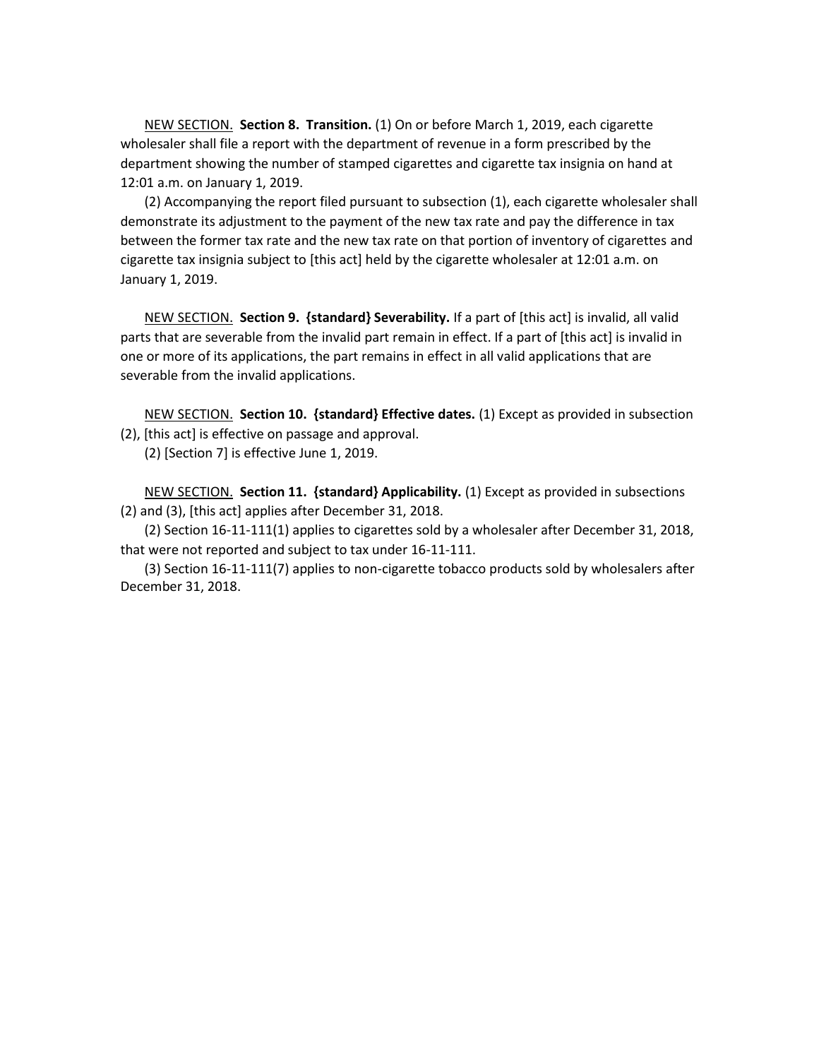NEW SECTION. **Section 8. Transition.** (1) On or before March 1, 2019, each cigarette wholesaler shall file a report with the department of revenue in a form prescribed by the department showing the number of stamped cigarettes and cigarette tax insignia on hand at 12:01 a.m. on January 1, 2019.

(2) Accompanying the report filed pursuant to subsection (1), each cigarette wholesaler shall demonstrate its adjustment to the payment of the new tax rate and pay the difference in tax between the former tax rate and the new tax rate on that portion of inventory of cigarettes and cigarette tax insignia subject to [this act] held by the cigarette wholesaler at 12:01 a.m. on January 1, 2019.

NEW SECTION. **Section 9. {standard} Severability.** If a part of [this act] is invalid, all valid parts that are severable from the invalid part remain in effect. If a part of [this act] is invalid in one or more of its applications, the part remains in effect in all valid applications that are severable from the invalid applications.

NEW SECTION. **Section 10. {standard} Effective dates.** (1) Except as provided in subsection (2), [this act] is effective on passage and approval.

(2) [Section 7] is effective June 1, 2019.

NEW SECTION. **Section 11. {standard} Applicability.** (1) Except as provided in subsections (2) and (3), [this act] applies after December 31, 2018.

(2) Section 16-11-111(1) applies to cigarettes sold by a wholesaler after December 31, 2018, that were not reported and subject to tax under 16-11-111.

(3) Section 16-11-111(7) applies to non-cigarette tobacco products sold by wholesalers after December 31, 2018.